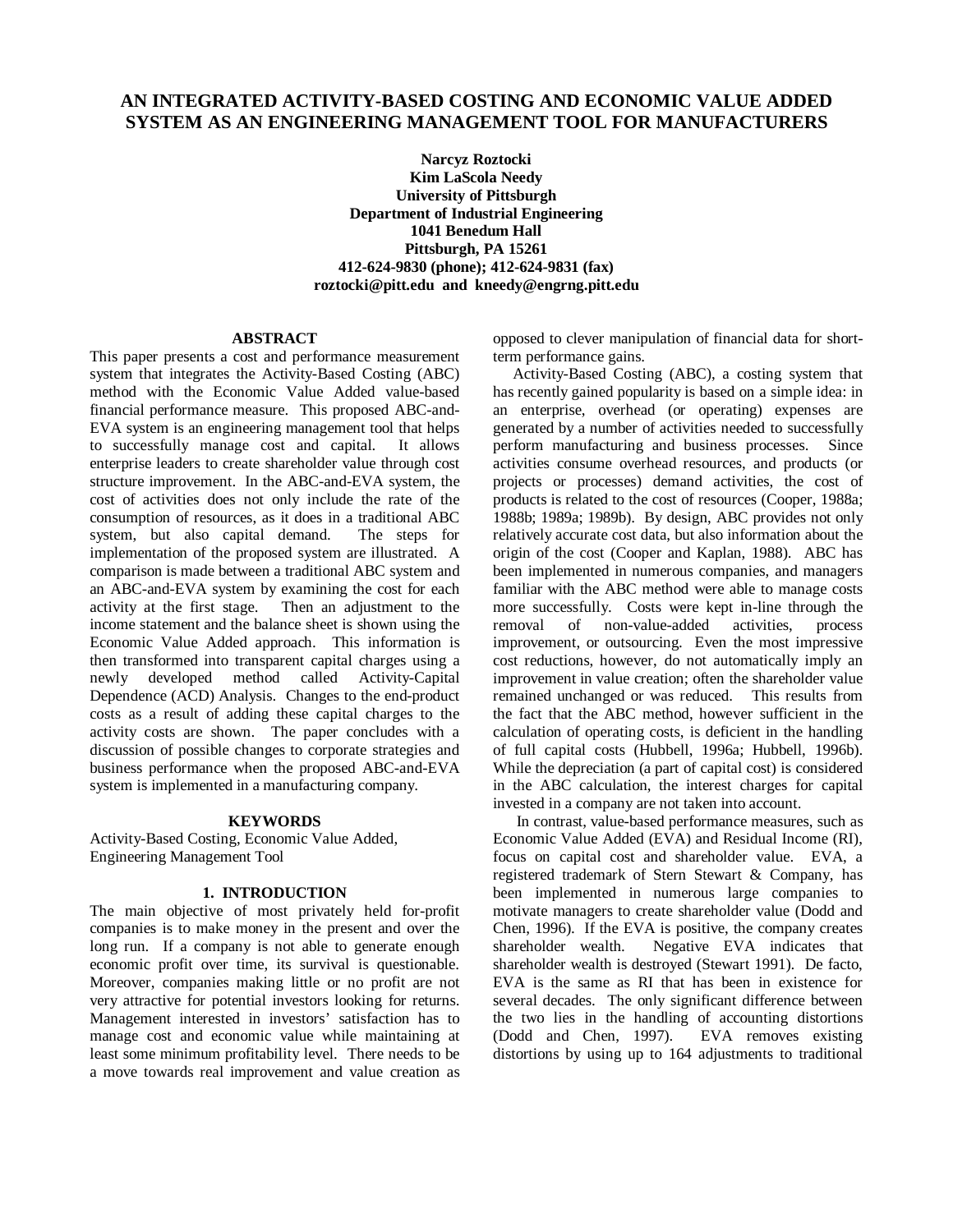# AN INTEGRATED ACTIVITY-BASED COSTING AND ECONOMIC VALUE ADDED SYSTEM AS AN ENGINEERING MANAGEMENT TOOL FOR MANUFACTURERS

**Narcyz Roztocki**
**Kim LaScola Needy**
**University of Pittsburgh**
**Department of Industrial Engineering**
**1041 Benedum Hall**
**Pittsburgh, PA 15261**
**412-624-9830 (phone); 412-624-9831 (fax)**
**roztocki@pitt.edu and kneedy@engrng.pitt.edu**

## ABSTRACT

This paper presents a cost and performance measurement system that integrates the Activity-Based Costing (ABC) method with the Economic Value Added value-based financial performance measure. This proposed ABC-and-EVA system is an engineering management tool that helps to successfully manage cost and capital. It allows enterprise leaders to create shareholder value through cost structure improvement. In the ABC-and-EVA system, the cost of activities does not only include the rate of the consumption of resources, as it does in a traditional ABC system, but also capital demand. The steps for implementation of the proposed system are illustrated. A comparison is made between a traditional ABC system and an ABC-and-EVA system by examining the cost for each activity at the first stage. Then an adjustment to the income statement and the balance sheet is shown using the Economic Value Added approach. This information is then transformed into transparent capital charges using a newly developed method called Activity-Capital Dependence (ACD) Analysis. Changes to the end-product costs as a result of adding these capital charges to the activity costs are shown. The paper concludes with a discussion of possible changes to corporate strategies and business performance when the proposed ABC-and-EVA system is implemented in a manufacturing company.

## KEYWORDS

Activity-Based Costing, Economic Value Added, Engineering Management Tool

## 1. INTRODUCTION

The main objective of most privately held for-profit companies is to make money in the present and over the long run. If a company is not able to generate enough economic profit over time, its survival is questionable. Moreover, companies making little or no profit are not very attractive for potential investors looking for returns. Management interested in investors' satisfaction has to manage cost and economic value while maintaining at least some minimum profitability level. There needs to be a move towards real improvement and value creation as opposed to clever manipulation of financial data for short-term performance gains.

Activity-Based Costing (ABC), a costing system that has recently gained popularity is based on a simple idea: in an enterprise, overhead (or operating) expenses are generated by a number of activities needed to successfully perform manufacturing and business processes. Since activities consume overhead resources, and products (or projects or processes) demand activities, the cost of products is related to the cost of resources (Cooper, 1988a; 1988b; 1989a; 1989b). By design, ABC provides not only relatively accurate cost data, but also information about the origin of the cost (Cooper and Kaplan, 1988). ABC has been implemented in numerous companies, and managers familiar with the ABC method were able to manage costs more successfully. Costs were kept in-line through the removal of non-value-added activities, process improvement, or outsourcing. Even the most impressive cost reductions, however, do not automatically imply an improvement in value creation; often the shareholder value remained unchanged or was reduced. This results from the fact that the ABC method, however sufficient in the calculation of operating costs, is deficient in the handling of full capital costs (Hubbell, 1996a; Hubbell, 1996b). While the depreciation (a part of capital cost) is considered in the ABC calculation, the interest charges for capital invested in a company are not taken into account.

In contrast, value-based performance measures, such as Economic Value Added (EVA) and Residual Income (RI), focus on capital cost and shareholder value. EVA, a registered trademark of Stern Stewart & Company, has been implemented in numerous large companies to motivate managers to create shareholder value (Dodd and Chen, 1996). If the EVA is positive, the company creates shareholder wealth. Negative EVA indicates that shareholder wealth is destroyed (Stewart 1991). De facto, EVA is the same as RI that has been in existence for several decades. The only significant difference between the two lies in the handling of accounting distortions (Dodd and Chen, 1997). EVA removes existing distortions by using up to 164 adjustments to traditional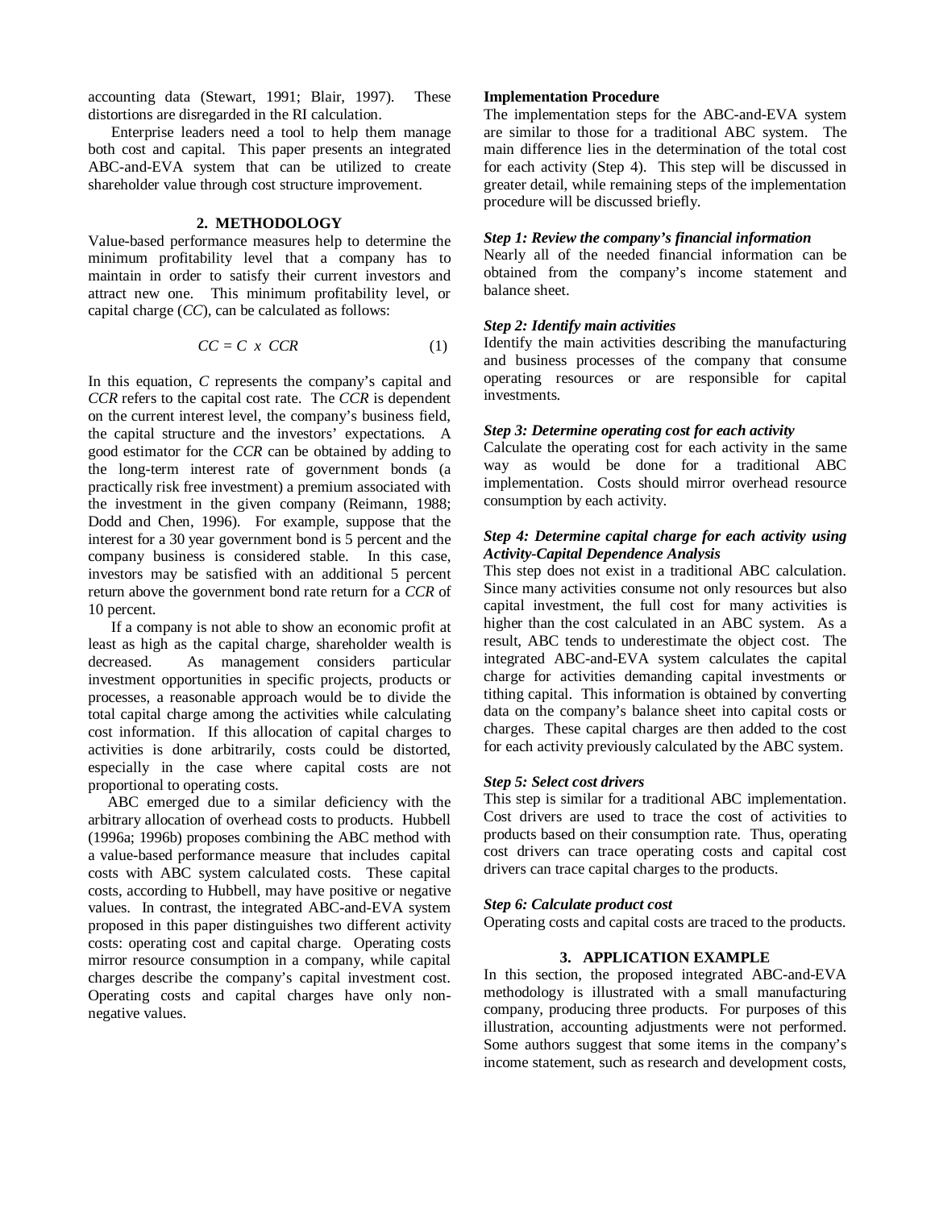accounting data (Stewart, 1991; Blair, 1997). These distortions are disregarded in the RI calculation.

Enterprise leaders need a tool to help them manage both cost and capital. This paper presents an integrated ABC-and-EVA system that can be utilized to create shareholder value through cost structure improvement.

## 2. METHODOLOGY

Value-based performance measures help to determine the minimum profitability level that a company has to maintain in order to satisfy their current investors and attract new one. This minimum profitability level, or capital charge ($CC$), can be calculated as follows:

$$CC = C \times CCR \tag{1}$$

In this equation, $C$ represents the company's capital and $CCR$ refers to the capital cost rate. The $CCR$ is dependent on the current interest level, the company's business field, the capital structure and the investors' expectations. A good estimator for the $CCR$ can be obtained by adding to the long-term interest rate of government bonds (a practically risk free investment) a premium associated with the investment in the given company (Reimann, 1988; Dodd and Chen, 1996). For example, suppose that the interest for a 30 year government bond is 5 percent and the company business is considered stable. In this case, investors may be satisfied with an additional 5 percent return above the government bond rate return for a $CCR$ of 10 percent.

If a company is not able to show an economic profit at least as high as the capital charge, shareholder wealth is decreased. As management considers particular investment opportunities in specific projects, products or processes, a reasonable approach would be to divide the total capital charge among the activities while calculating cost information. If this allocation of capital charges to activities is done arbitrarily, costs could be distorted, especially in the case where capital costs are not proportional to operating costs.

ABC emerged due to a similar deficiency with the arbitrary allocation of overhead costs to products. Hubbell (1996a; 1996b) proposes combining the ABC method with a value-based performance measure that includes capital costs with ABC system calculated costs. These capital costs, according to Hubbell, may have positive or negative values. In contrast, the integrated ABC-and-EVA system proposed in this paper distinguishes two different activity costs: operating cost and capital charge. Operating costs mirror resource consumption in a company, while capital charges describe the company's capital investment cost. Operating costs and capital charges have only non-negative values.

### Implementation Procedure

The implementation steps for the ABC-and-EVA system are similar to those for a traditional ABC system. The main difference lies in the determination of the total cost for each activity (Step 4). This step will be discussed in greater detail, while remaining steps of the implementation procedure will be discussed briefly.

#### *Step 1: Review the company's financial information*

Nearly all of the needed financial information can be obtained from the company's income statement and balance sheet.

#### *Step 2: Identify main activities*

Identify the main activities describing the manufacturing and business processes of the company that consume operating resources or are responsible for capital investments.

#### *Step 3: Determine operating cost for each activity*

Calculate the operating cost for each activity in the same way as would be done for a traditional ABC implementation. Costs should mirror overhead resource consumption by each activity.

#### *Step 4: Determine capital charge for each activity using Activity-Capital Dependence Analysis*

This step does not exist in a traditional ABC calculation. Since many activities consume not only resources but also capital investment, the full cost for many activities is higher than the cost calculated in an ABC system. As a result, ABC tends to underestimate the object cost. The integrated ABC-and-EVA system calculates the capital charge for activities demanding capital investments or tithing capital. This information is obtained by converting data on the company's balance sheet into capital costs or charges. These capital charges are then added to the cost for each activity previously calculated by the ABC system.

#### *Step 5: Select cost drivers*

This step is similar for a traditional ABC implementation. Cost drivers are used to trace the cost of activities to products based on their consumption rate. Thus, operating cost drivers can trace operating costs and capital cost drivers can trace capital charges to the products.

#### *Step 6: Calculate product cost*

Operating costs and capital costs are traced to the products.

## 3. APPLICATION EXAMPLE

In this section, the proposed integrated ABC-and-EVA methodology is illustrated with a small manufacturing company, producing three products. For purposes of this illustration, accounting adjustments were not performed. Some authors suggest that some items in the company's income statement, such as research and development costs,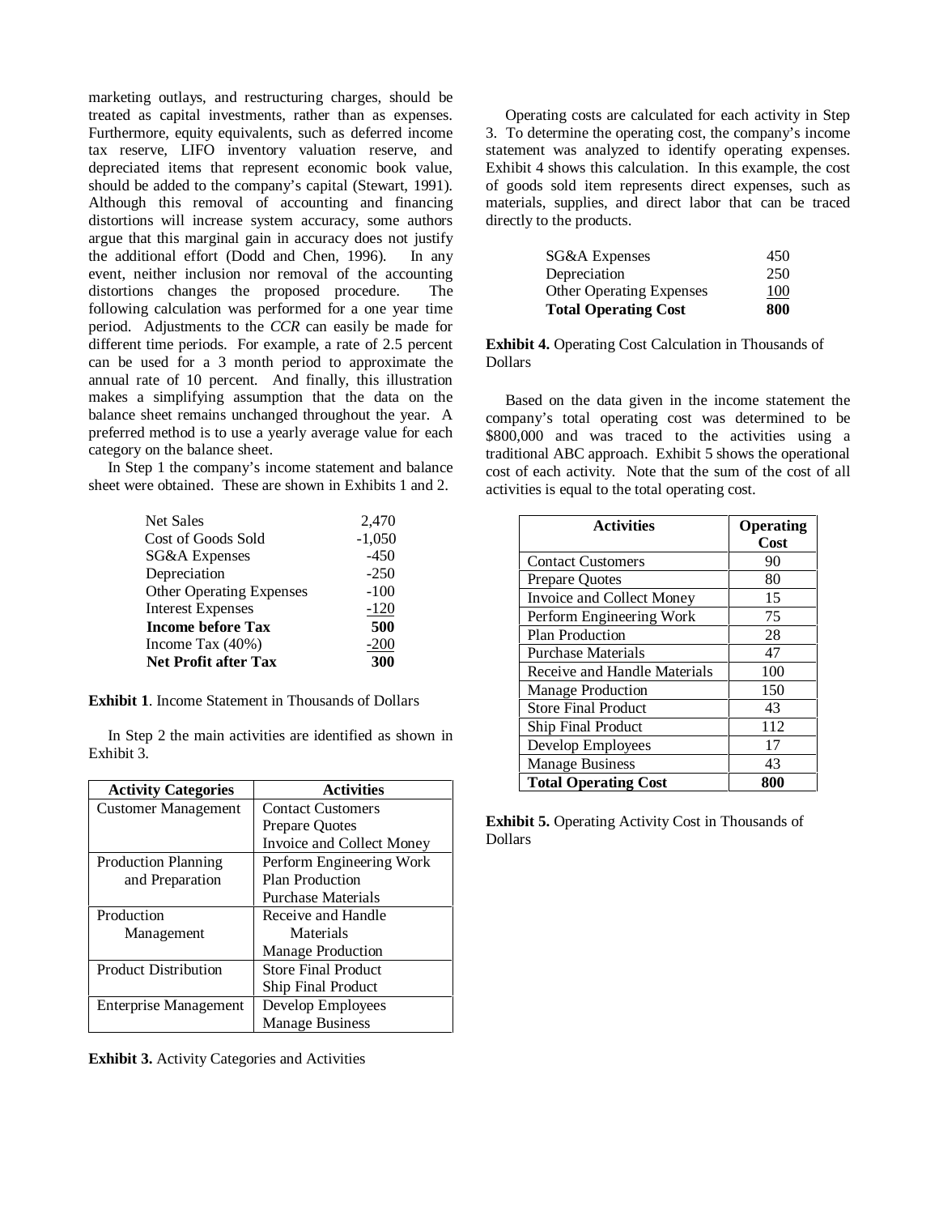marketing outlays, and restructuring charges, should be treated as capital investments, rather than as expenses. Furthermore, equity equivalents, such as deferred income tax reserve, LIFO inventory valuation reserve, and depreciated items that represent economic book value, should be added to the company's capital (Stewart, 1991). Although this removal of accounting and financing distortions will increase system accuracy, some authors argue that this marginal gain in accuracy does not justify the additional effort (Dodd and Chen, 1996). In any event, neither inclusion nor removal of the accounting distortions changes the proposed procedure. The following calculation was performed for a one year time period. Adjustments to the *CCR* can easily be made for different time periods. For example, a rate of 2.5 percent can be used for a 3 month period to approximate the annual rate of 10 percent. And finally, this illustration makes a simplifying assumption that the data on the balance sheet remains unchanged throughout the year. A preferred method is to use a yearly average value for each category on the balance sheet.

In Step 1 the company's income statement and balance sheet were obtained. These are shown in Exhibits 1 and 2.

| | |
|---|---|
| Net Sales | 2,470 |
| Cost of Goods Sold | -1,050 |
| SG&A Expenses | -450 |
| Depreciation | -250 |
| Other Operating Expenses | -100 |
| Interest Expenses | -120 |
| **Income before Tax** | **500** |
| Income Tax (40%) | -200 |
| **Net Profit after Tax** | **300** |

**Exhibit 1**. Income Statement in Thousands of Dollars

In Step 2 the main activities are identified as shown in Exhibit 3.

| Activity Categories | Activities |
|---|---|
| Customer Management | Contact Customers<br>Prepare Quotes<br>Invoice and Collect Money |
| Production Planning and Preparation | Perform Engineering Work<br>Plan Production<br>Purchase Materials |
| Production Management | Receive and Handle Materials<br>Manage Production |
| Product Distribution | Store Final Product<br>Ship Final Product |
| Enterprise Management | Develop Employees<br>Manage Business |

**Exhibit 3.** Activity Categories and Activities

Operating costs are calculated for each activity in Step 3. To determine the operating cost, the company's income statement was analyzed to identify operating expenses. Exhibit 4 shows this calculation. In this example, the cost of goods sold item represents direct expenses, such as materials, supplies, and direct labor that can be traced directly to the products.

| | |
|---|---|
| SG&A Expenses | 450 |
| Depreciation | 250 |
| Other Operating Expenses | 100 |
| **Total Operating Cost** | **800** |

**Exhibit 4.** Operating Cost Calculation in Thousands of Dollars

Based on the data given in the income statement the company's total operating cost was determined to be $800,000 and was traced to the activities using a traditional ABC approach. Exhibit 5 shows the operational cost of each activity. Note that the sum of the cost of all activities is equal to the total operating cost.

| Activities | Operating Cost |
|---|---|
| Contact Customers | 90 |
| Prepare Quotes | 80 |
| Invoice and Collect Money | 15 |
| Perform Engineering Work | 75 |
| Plan Production | 28 |
| Purchase Materials | 47 |
| Receive and Handle Materials | 100 |
| Manage Production | 150 |
| Store Final Product | 43 |
| Ship Final Product | 112 |
| Develop Employees | 17 |
| Manage Business | 43 |
| **Total Operating Cost** | **800** |

**Exhibit 5.** Operating Activity Cost in Thousands of Dollars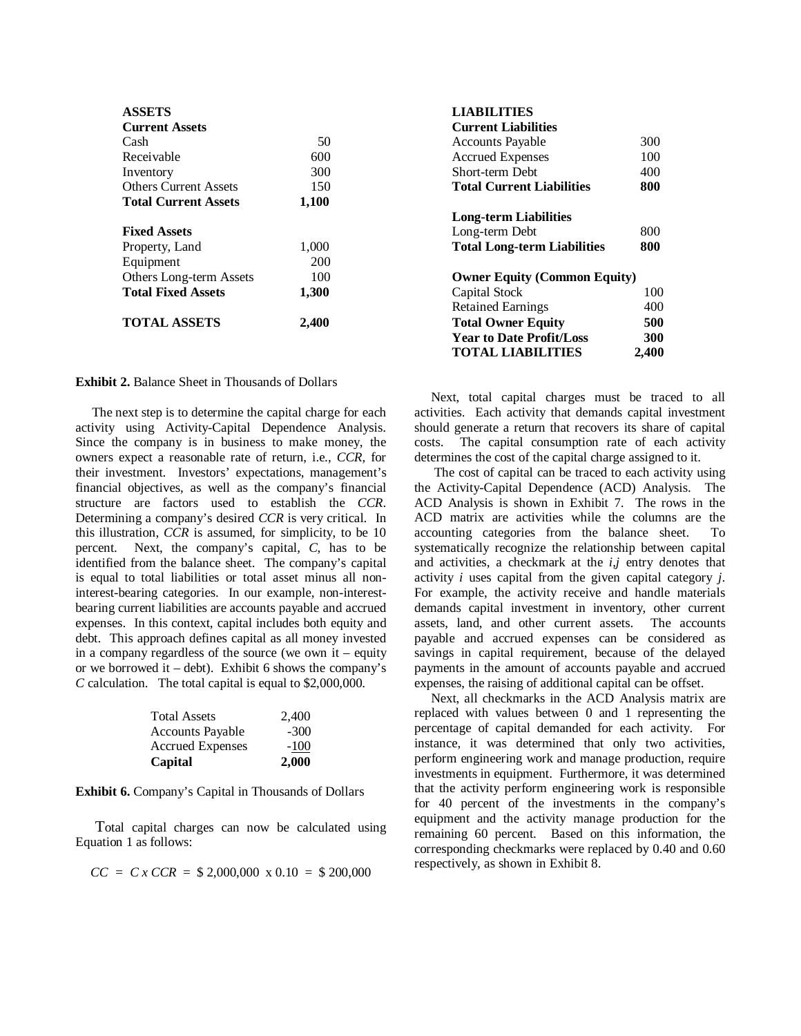| ASSETS | | LIABILITIES | |
|---|---|---|---|
| **Current Assets** | | **Current Liabilities** | |
| Cash | 50 | Accounts Payable | 300 |
| Receivable | 600 | Accrued Expenses | 100 |
| Inventory | 300 | Short-term Debt | 400 |
| Others Current Assets | 150 | **Total Current Liabilities** | **800** |
| **Total Current Assets** | **1,100** | | |
| | | **Long-term Liabilities** | |
| **Fixed Assets** | | Long-term Debt | 800 |
| Property, Land | 1,000 | **Total Long-term Liabilities** | **800** |
| Equipment | 200 | | |
| Others Long-term Assets | 100 | **Owner Equity (Common Equity)** | |
| **Total Fixed Assets** | **1,300** | Capital Stock | 100 |
| | | Retained Earnings | 400 |
| **TOTAL ASSETS** | **2,400** | **Total Owner Equity** | **500** |
| | | **Year to Date Profit/Loss** | **300** |
| | | **TOTAL LIABILITIES** | **2,400** |

**Exhibit 2.** Balance Sheet in Thousands of Dollars

The next step is to determine the capital charge for each activity using Activity-Capital Dependence Analysis. Since the company is in business to make money, the owners expect a reasonable rate of return, i.e., *CCR*, for their investment. Investors' expectations, management's financial objectives, as well as the company's financial structure are factors used to establish the *CCR*. Determining a company's desired *CCR* is very critical. In this illustration, *CCR* is assumed, for simplicity, to be 10 percent. Next, the company's capital, *C*, has to be identified from the balance sheet. The company's capital is equal to total liabilities or total asset minus all non-interest-bearing categories. In our example, non-interest-bearing current liabilities are accounts payable and accrued expenses. In this context, capital includes both equity and debt. This approach defines capital as all money invested in a company regardless of the source (we own it – equity or we borrowed it – debt). Exhibit 6 shows the company's *C* calculation. The total capital is equal to $2,000,000.

| | |
|---|---|
| Total Assets | 2,400 |
| Accounts Payable | -300 |
| Accrued Expenses | -100 |
| **Capital** | **2,000** |

**Exhibit 6.** Company's Capital in Thousands of Dollars

Total capital charges can now be calculated using Equation 1 as follows:

$$CC = C \times CCR = \$\,2{,}000{,}000 \times 0.10 = \$\,200{,}000$$

Next, total capital charges must be traced to all activities. Each activity that demands capital investment should generate a return that recovers its share of capital costs. The capital consumption rate of each activity determines the cost of the capital charge assigned to it.

The cost of capital can be traced to each activity using the Activity-Capital Dependence (ACD) Analysis. The ACD Analysis is shown in Exhibit 7. The rows in the ACD matrix are activities while the columns are the accounting categories from the balance sheet. To systematically recognize the relationship between capital and activities, a checkmark at the *i,j* entry denotes that activity *i* uses capital from the given capital category *j*. For example, the activity receive and handle materials demands capital investment in inventory, other current assets, land, and other current assets. The accounts payable and accrued expenses can be considered as savings in capital requirement, because of the delayed payments in the amount of accounts payable and accrued expenses, the raising of additional capital can be offset.

Next, all checkmarks in the ACD Analysis matrix are replaced with values between 0 and 1 representing the percentage of capital demanded for each activity. For instance, it was determined that only two activities, perform engineering work and manage production, require investments in equipment. Furthermore, it was determined that the activity perform engineering work is responsible for 40 percent of the investments in the company's equipment and the activity manage production for the remaining 60 percent. Based on this information, the corresponding checkmarks were replaced by 0.40 and 0.60 respectively, as shown in Exhibit 8.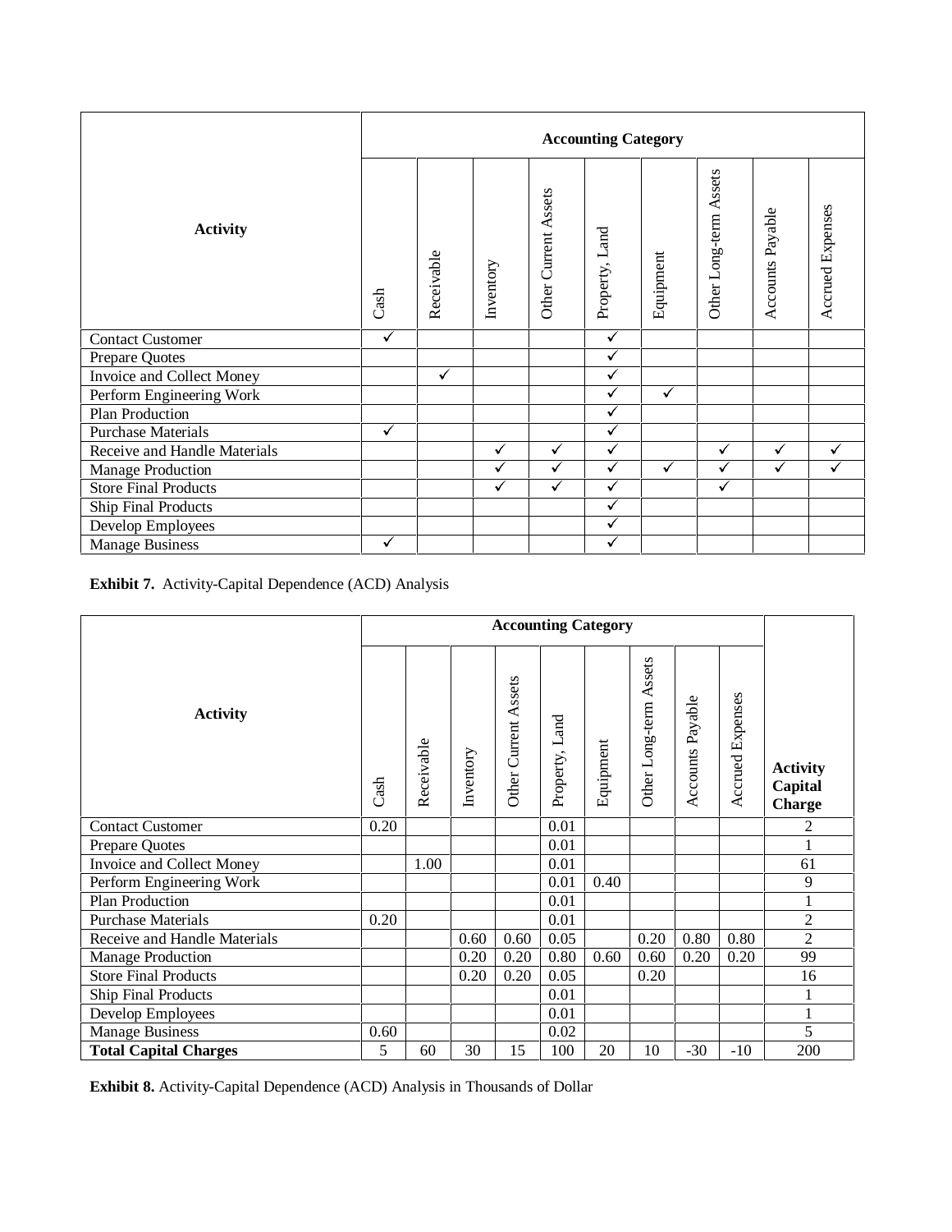| Activity | Accounting Category | | | | | | | | |
|---|---|---|---|---|---|---|---|---|---|
| | Cash | Receivable | Inventory | Other Current Assets | Property, Land | Equipment | Other Long-term Assets | Accounts Payable | Accrued Expenses |
| Contact Customer | ✓ | | | | ✓ | | | | |
| Prepare Quotes | | | | | ✓ | | | | |
| Invoice and Collect Money | | ✓ | | | ✓ | | | | |
| Perform Engineering Work | | | | | ✓ | ✓ | | | |
| Plan Production | | | | | ✓ | | | | |
| Purchase Materials | ✓ | | | | ✓ | | | | |
| Receive and Handle Materials | | | ✓ | ✓ | ✓ | | ✓ | ✓ | ✓ |
| Manage Production | | | ✓ | ✓ | ✓ | ✓ | ✓ | ✓ | ✓ |
| Store Final Products | | | ✓ | ✓ | ✓ | | ✓ | | |
| Ship Final Products | | | | | ✓ | | | | |
| Develop Employees | | | | | ✓ | | | | |
| Manage Business | ✓ | | | | ✓ | | | | |

**Exhibit 7.** Activity-Capital Dependence (ACD) Analysis

| Activity | Accounting Category | | | | | | | | | |
|---|---|---|---|---|---|---|---|---|---|---|
| | Cash | Receivable | Inventory | Other Current Assets | Property, Land | Equipment | Other Long-term Assets | Accounts Payable | Accrued Expenses | **Activity Capital Charge** |
| Contact Customer | 0.20 | | | | 0.01 | | | | | 2 |
| Prepare Quotes | | | | | 0.01 | | | | | 1 |
| Invoice and Collect Money | | 1.00 | | | 0.01 | | | | | 61 |
| Perform Engineering Work | | | | | 0.01 | 0.40 | | | | 9 |
| Plan Production | | | | | 0.01 | | | | | 1 |
| Purchase Materials | 0.20 | | | | 0.01 | | | | | 2 |
| Receive and Handle Materials | | | 0.60 | 0.60 | 0.05 | | 0.20 | 0.80 | 0.80 | 2 |
| Manage Production | | | 0.20 | 0.20 | 0.80 | 0.60 | 0.60 | 0.20 | 0.20 | 99 |
| Store Final Products | | | 0.20 | 0.20 | 0.05 | | 0.20 | | | 16 |
| Ship Final Products | | | | | 0.01 | | | | | 1 |
| Develop Employees | | | | | 0.01 | | | | | 1 |
| Manage Business | 0.60 | | | | 0.02 | | | | | 5 |
| **Total Capital Charges** | 5 | 60 | 30 | 15 | 100 | 20 | 10 | -30 | -10 | 200 |

**Exhibit 8.** Activity-Capital Dependence (ACD) Analysis in Thousands of Dollar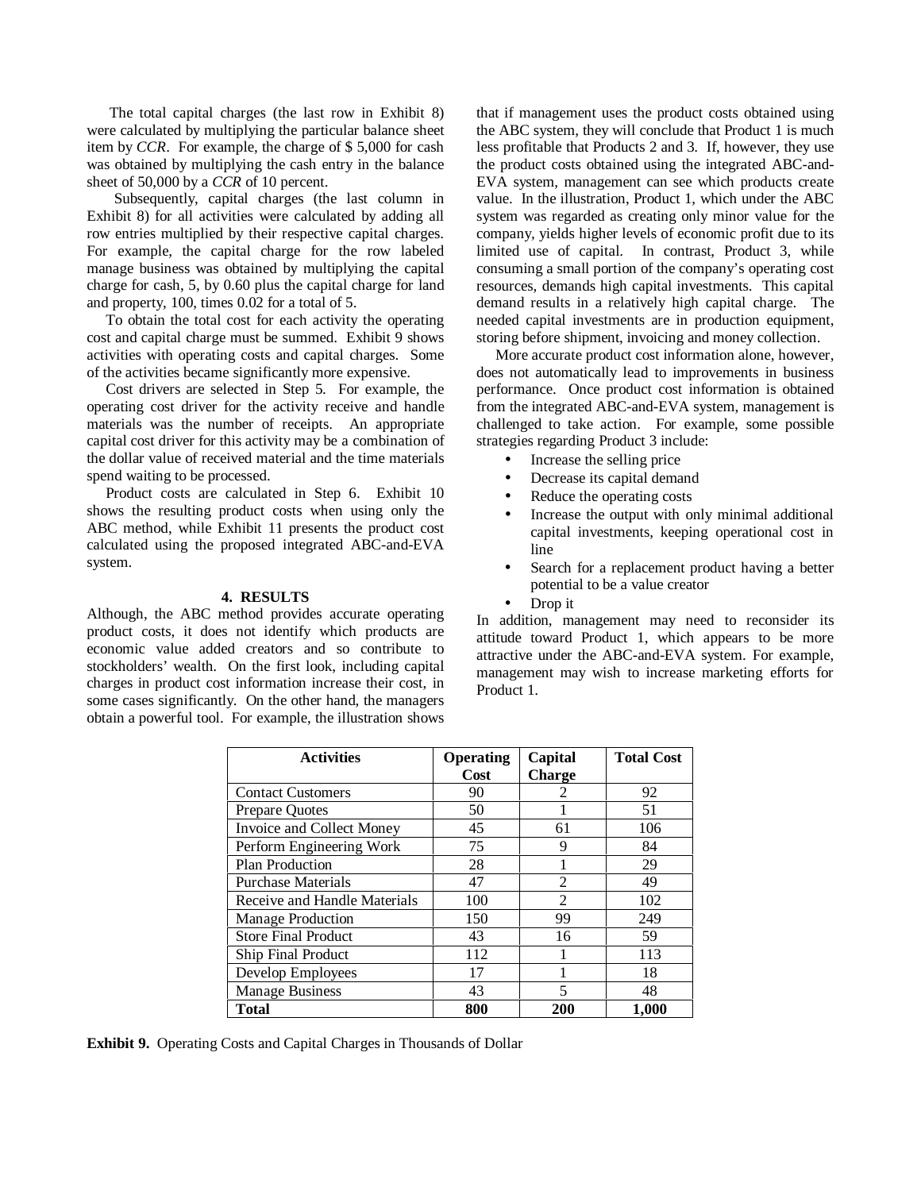The total capital charges (the last row in Exhibit 8) were calculated by multiplying the particular balance sheet item by *CCR*. For example, the charge of $ 5,000 for cash was obtained by multiplying the cash entry in the balance sheet of 50,000 by a *CCR* of 10 percent.

Subsequently, capital charges (the last column in Exhibit 8) for all activities were calculated by adding all row entries multiplied by their respective capital charges. For example, the capital charge for the row labeled manage business was obtained by multiplying the capital charge for cash, 5, by 0.60 plus the capital charge for land and property, 100, times 0.02 for a total of 5.

To obtain the total cost for each activity the operating cost and capital charge must be summed. Exhibit 9 shows activities with operating costs and capital charges. Some of the activities became significantly more expensive.

Cost drivers are selected in Step 5. For example, the operating cost driver for the activity receive and handle materials was the number of receipts. An appropriate capital cost driver for this activity may be a combination of the dollar value of received material and the time materials spend waiting to be processed.

Product costs are calculated in Step 6. Exhibit 10 shows the resulting product costs when using only the ABC method, while Exhibit 11 presents the product cost calculated using the proposed integrated ABC-and-EVA system.

## 4. RESULTS

Although, the ABC method provides accurate operating product costs, it does not identify which products are economic value added creators and so contribute to stockholders' wealth. On the first look, including capital charges in product cost information increase their cost, in some cases significantly. On the other hand, the managers obtain a powerful tool. For example, the illustration shows that if management uses the product costs obtained using the ABC system, they will conclude that Product 1 is much less profitable that Products 2 and 3. If, however, they use the product costs obtained using the integrated ABC-and-EVA system, management can see which products create value. In the illustration, Product 1, which under the ABC system was regarded as creating only minor value for the company, yields higher levels of economic profit due to its limited use of capital. In contrast, Product 3, while consuming a small portion of the company's operating cost resources, demands high capital investments. This capital demand results in a relatively high capital charge. The needed capital investments are in production equipment, storing before shipment, invoicing and money collection.

More accurate product cost information alone, however, does not automatically lead to improvements in business performance. Once product cost information is obtained from the integrated ABC-and-EVA system, management is challenged to take action. For example, some possible strategies regarding Product 3 include:

- Increase the selling price
- Decrease its capital demand
- Reduce the operating costs
- Increase the output with only minimal additional capital investments, keeping operational cost in line
- Search for a replacement product having a better potential to be a value creator
- Drop it

In addition, management may need to reconsider its attitude toward Product 1, which appears to be more attractive under the ABC-and-EVA system. For example, management may wish to increase marketing efforts for Product 1.

| Activities | Operating Cost | Capital Charge | Total Cost |
|---|---|---|---|
| Contact Customers | 90 | 2 | 92 |
| Prepare Quotes | 50 | 1 | 51 |
| Invoice and Collect Money | 45 | 61 | 106 |
| Perform Engineering Work | 75 | 9 | 84 |
| Plan Production | 28 | 1 | 29 |
| Purchase Materials | 47 | 2 | 49 |
| Receive and Handle Materials | 100 | 2 | 102 |
| Manage Production | 150 | 99 | 249 |
| Store Final Product | 43 | 16 | 59 |
| Ship Final Product | 112 | 1 | 113 |
| Develop Employees | 17 | 1 | 18 |
| Manage Business | 43 | 5 | 48 |
| **Total** | **800** | **200** | **1,000** |

**Exhibit 9.** Operating Costs and Capital Charges in Thousands of Dollar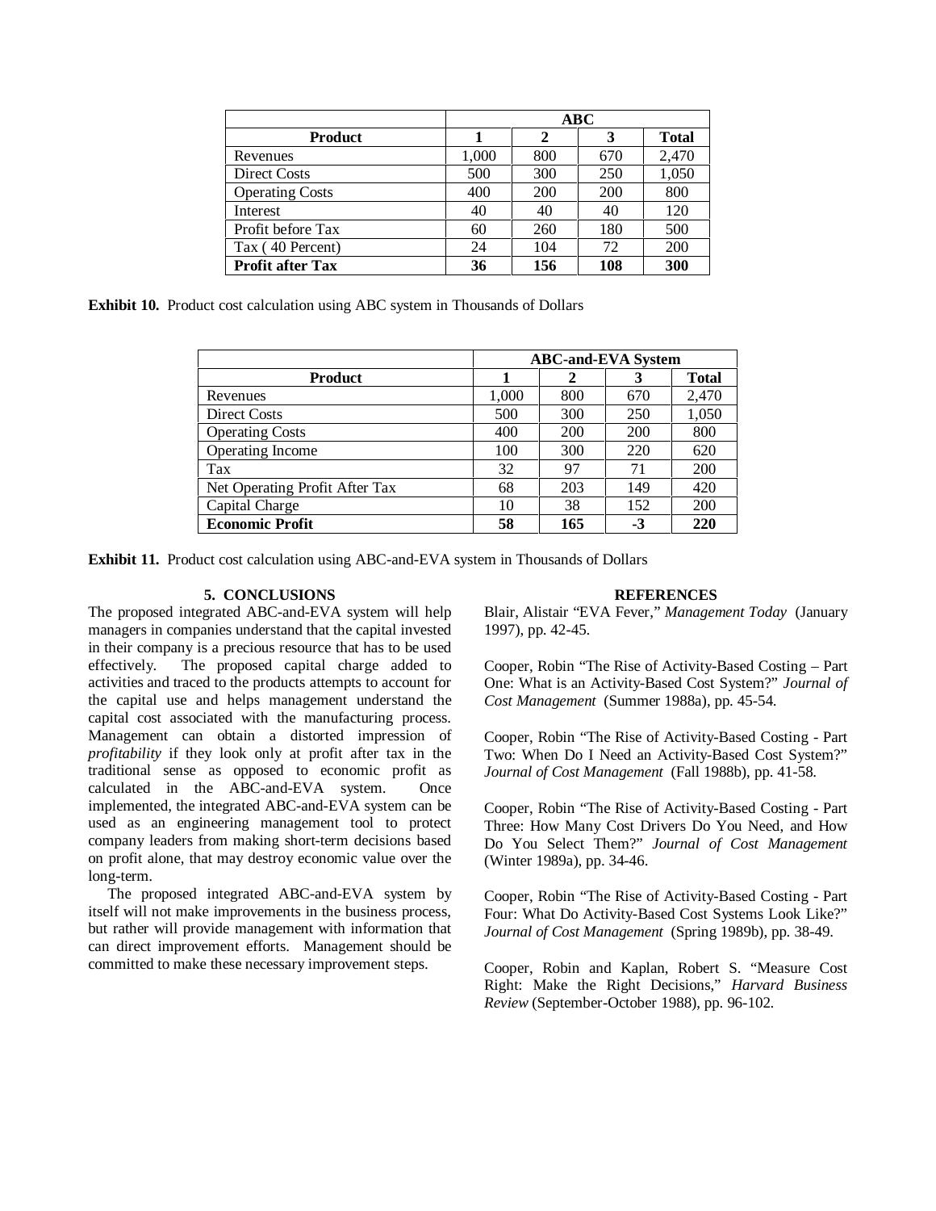| | ABC | | | |
|---|---|---|---|---|
| **Product** | **1** | **2** | **3** | **Total** |
| Revenues | 1,000 | 800 | 670 | 2,470 |
| Direct Costs | 500 | 300 | 250 | 1,050 |
| Operating Costs | 400 | 200 | 200 | 800 |
| Interest | 40 | 40 | 40 | 120 |
| Profit before Tax | 60 | 260 | 180 | 500 |
| Tax ( 40 Percent) | 24 | 104 | 72 | 200 |
| **Profit after Tax** | **36** | **156** | **108** | **300** |

**Exhibit 10.** Product cost calculation using ABC system in Thousands of Dollars

| | ABC-and-EVA System | | | |
|---|---|---|---|---|
| **Product** | **1** | **2** | **3** | **Total** |
| Revenues | 1,000 | 800 | 670 | 2,470 |
| Direct Costs | 500 | 300 | 250 | 1,050 |
| Operating Costs | 400 | 200 | 200 | 800 |
| Operating Income | 100 | 300 | 220 | 620 |
| Tax | 32 | 97 | 71 | 200 |
| Net Operating Profit After Tax | 68 | 203 | 149 | 420 |
| Capital Charge | 10 | 38 | 152 | 200 |
| **Economic Profit** | **58** | **165** | **-3** | **220** |

**Exhibit 11.** Product cost calculation using ABC-and-EVA system in Thousands of Dollars

## 5. CONCLUSIONS

The proposed integrated ABC-and-EVA system will help managers in companies understand that the capital invested in their company is a precious resource that has to be used effectively. The proposed capital charge added to activities and traced to the products attempts to account for the capital use and helps management understand the capital cost associated with the manufacturing process. Management can obtain a distorted impression of *profitability* if they look only at profit after tax in the traditional sense as opposed to economic profit as calculated in the ABC-and-EVA system. Once implemented, the integrated ABC-and-EVA system can be used as an engineering management tool to protect company leaders from making short-term decisions based on profit alone, that may destroy economic value over the long-term.

The proposed integrated ABC-and-EVA system by itself will not make improvements in the business process, but rather will provide management with information that can direct improvement efforts. Management should be committed to make these necessary improvement steps.

## REFERENCES

Blair, Alistair "EVA Fever," *Management Today* (January 1997), pp. 42-45.

Cooper, Robin "The Rise of Activity-Based Costing – Part One: What is an Activity-Based Cost System?" *Journal of Cost Management* (Summer 1988a), pp. 45-54.

Cooper, Robin "The Rise of Activity-Based Costing - Part Two: When Do I Need an Activity-Based Cost System?" *Journal of Cost Management* (Fall 1988b), pp. 41-58.

Cooper, Robin "The Rise of Activity-Based Costing - Part Three: How Many Cost Drivers Do You Need, and How Do You Select Them?" *Journal of Cost Management* (Winter 1989a), pp. 34-46.

Cooper, Robin "The Rise of Activity-Based Costing - Part Four: What Do Activity-Based Cost Systems Look Like?" *Journal of Cost Management* (Spring 1989b), pp. 38-49.

Cooper, Robin and Kaplan, Robert S. "Measure Cost Right: Make the Right Decisions," *Harvard Business Review* (September-October 1988), pp. 96-102.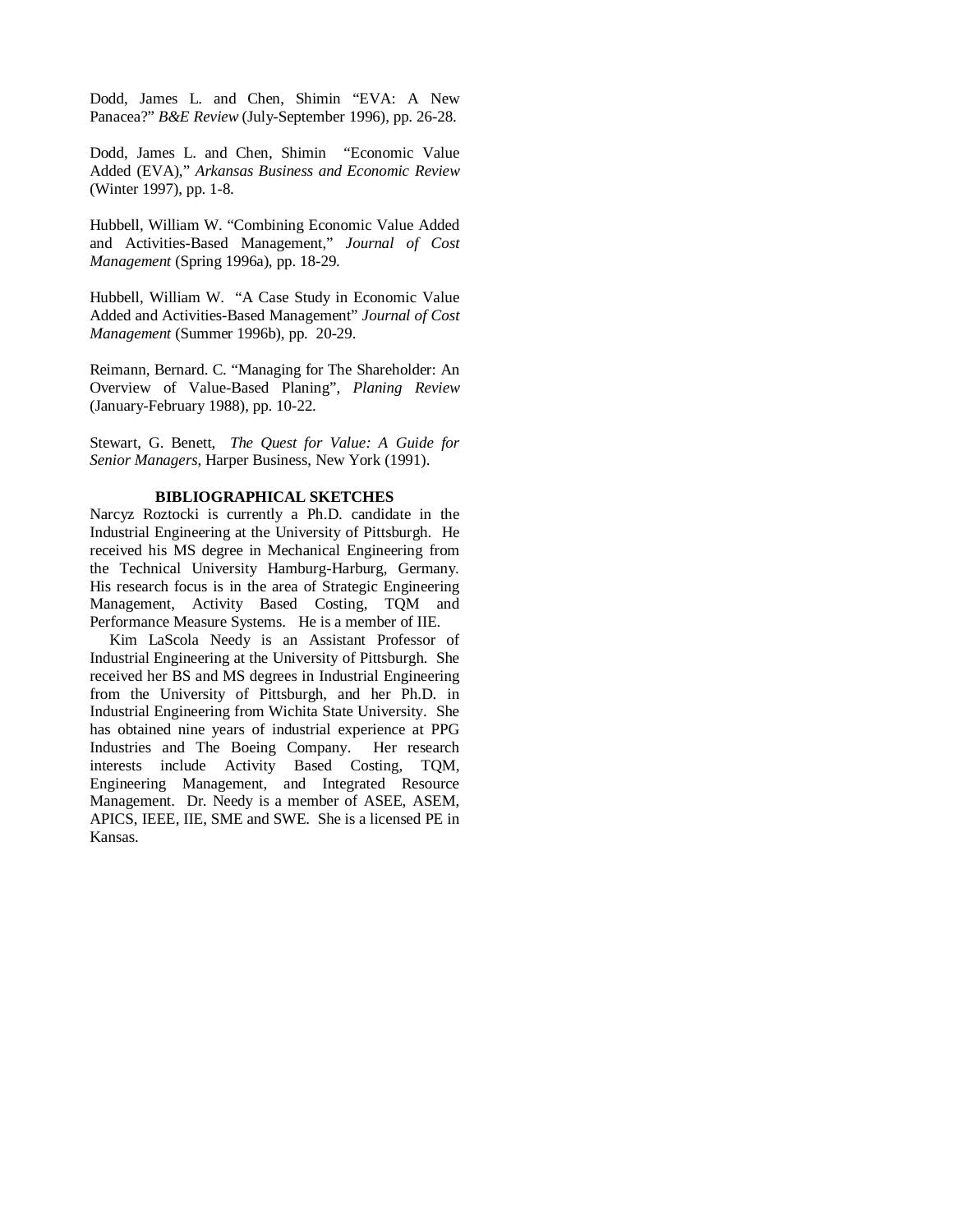Dodd, James L. and Chen, Shimin "EVA: A New Panacea?" *B&E Review* (July-September 1996), pp. 26-28.

Dodd, James L. and Chen, Shimin "Economic Value Added (EVA)," *Arkansas Business and Economic Review* (Winter 1997), pp. 1-8.

Hubbell, William W. "Combining Economic Value Added and Activities-Based Management," *Journal of Cost Management* (Spring 1996a), pp. 18-29.

Hubbell, William W. "A Case Study in Economic Value Added and Activities-Based Management" *Journal of Cost Management* (Summer 1996b), pp. 20-29.

Reimann, Bernard. C. "Managing for The Shareholder: An Overview of Value-Based Planing", *Planing Review* (January-February 1988), pp. 10-22.

Stewart, G. Benett, *The Quest for Value: A Guide for Senior Managers*, Harper Business, New York (1991).

## BIBLIOGRAPHICAL SKETCHES

Narcyz Roztocki is currently a Ph.D. candidate in the Industrial Engineering at the University of Pittsburgh. He received his MS degree in Mechanical Engineering from the Technical University Hamburg-Harburg, Germany. His research focus is in the area of Strategic Engineering Management, Activity Based Costing, TQM and Performance Measure Systems. He is a member of IIE.

Kim LaScola Needy is an Assistant Professor of Industrial Engineering at the University of Pittsburgh. She received her BS and MS degrees in Industrial Engineering from the University of Pittsburgh, and her Ph.D. in Industrial Engineering from Wichita State University. She has obtained nine years of industrial experience at PPG Industries and The Boeing Company. Her research interests include Activity Based Costing, TQM, Engineering Management, and Integrated Resource Management. Dr. Needy is a member of ASEE, ASEM, APICS, IEEE, IIE, SME and SWE. She is a licensed PE in Kansas.